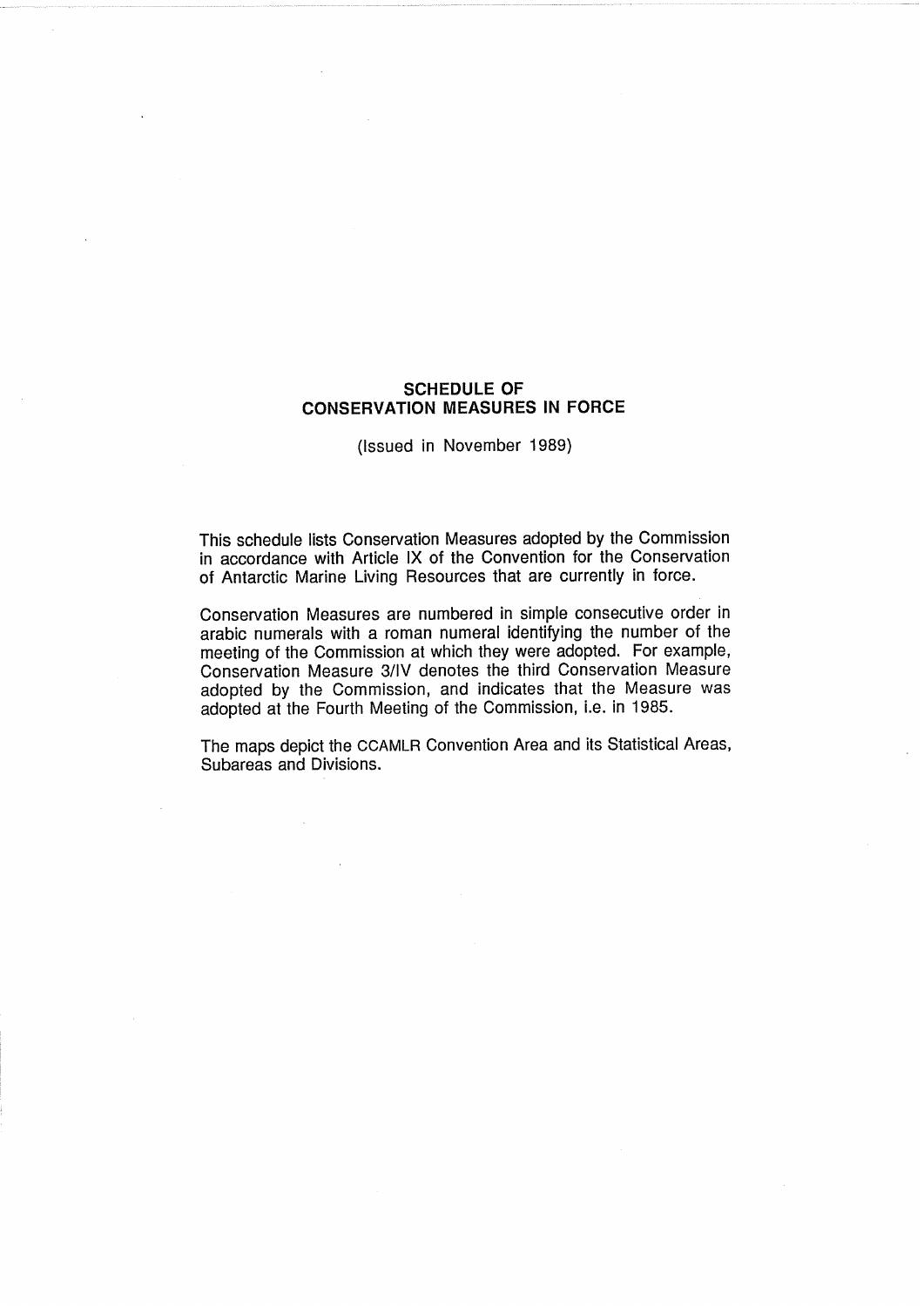# SCHEDULE OF CONSERVATION MEASURES IN FORCE

(Issued in November 1989)

This schedule lists Conservation Measures adopted by the Commission in accordance with Article IX of the Convention for the Conservation of Antarctic Marine Living Resources that are currently in force.

Conservation Measures are numbered in simple consecutive order in arabic numerals with a roman numeral identifying the number of the meeting of the Commission at which they were adopted. For example, Conservation Measure 3/IV denotes the third Conservation Measure adopted by the Commission, and indicates that the Measure was adopted at the Fourth Meeting of the Commission, i.e. in 1985.

The maps depict the CCAMLR Convention Area and its Statistical Areas, Subareas and Divisions.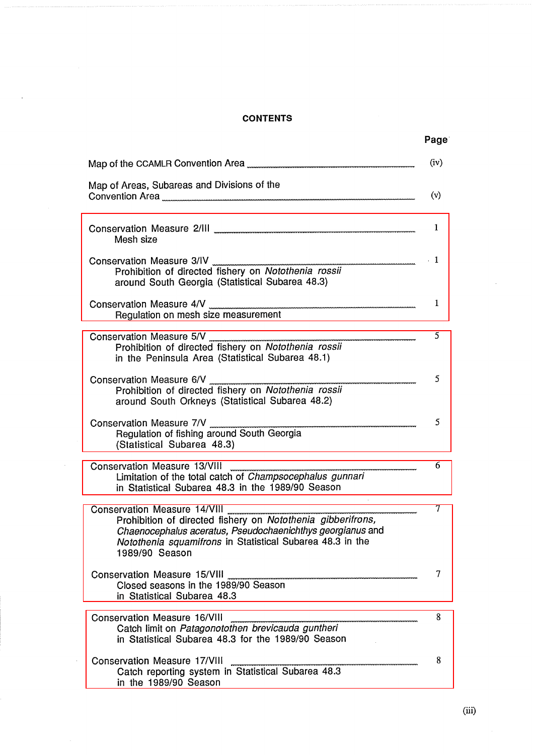# CONTENTS

| | Page |
|---|---|
| Map of the CCAMLR Convention Area | (iv) |
| Map of Areas, Subareas and Divisions of the Convention Area | (v) |
| Conservation Measure 2/III<br>Mesh size | 1 |
| Conservation Measure 3/IV<br>Prohibition of directed fishery on *Notothenia rossii* around South Georgia (Statistical Subarea 48.3) | 1 |
| Conservation Measure 4/V<br>Regulation on mesh size measurement | 1 |
| Conservation Measure 5/V<br>Prohibition of directed fishery on *Notothenia rossii* in the Peninsula Area (Statistical Subarea 48.1) | 5 |
| Conservation Measure 6/V<br>Prohibition of directed fishery on *Notothenia rossii* around South Orkneys (Statistical Subarea 48.2) | 5 |
| Conservation Measure 7/V<br>Regulation of fishing around South Georgia (Statistical Subarea 48.3) | 5 |
| Conservation Measure 13/VIII<br>Limitation of the total catch of *Champsocephalus gunnari* in Statistical Subarea 48.3 in the 1989/90 Season | 6 |
| Conservation Measure 14/VIII<br>Prohibition of directed fishery on *Notothenia gibberifrons, Chaenocephalus aceratus, Pseudochaenichthys georgianus* and *Notothenia squamifrons* in Statistical Subarea 48.3 in the 1989/90 Season | 7 |
| Conservation Measure 15/VIII<br>Closed seasons in the 1989/90 Season in Statistical Subarea 48.3 | 7 |
| Conservation Measure 16/VIII<br>Catch limit on *Patagonotothen brevicauda guntheri* in Statistical Subarea 48.3 for the 1989/90 Season | 8 |
| Conservation Measure 17/VIII<br>Catch reporting system in Statistical Subarea 48.3 in the 1989/90 Season | 8 |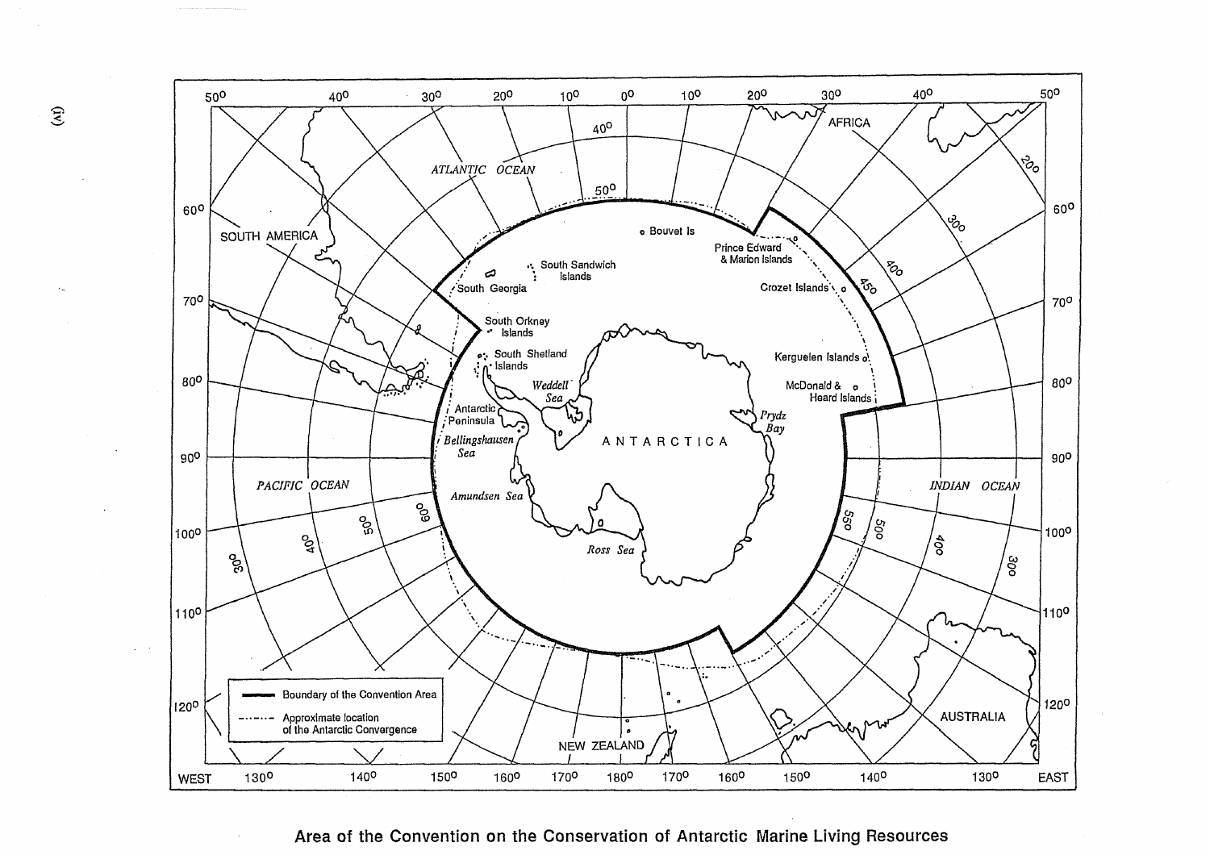Area of the Convention on the Conservation of Antarctic Marine Living Resources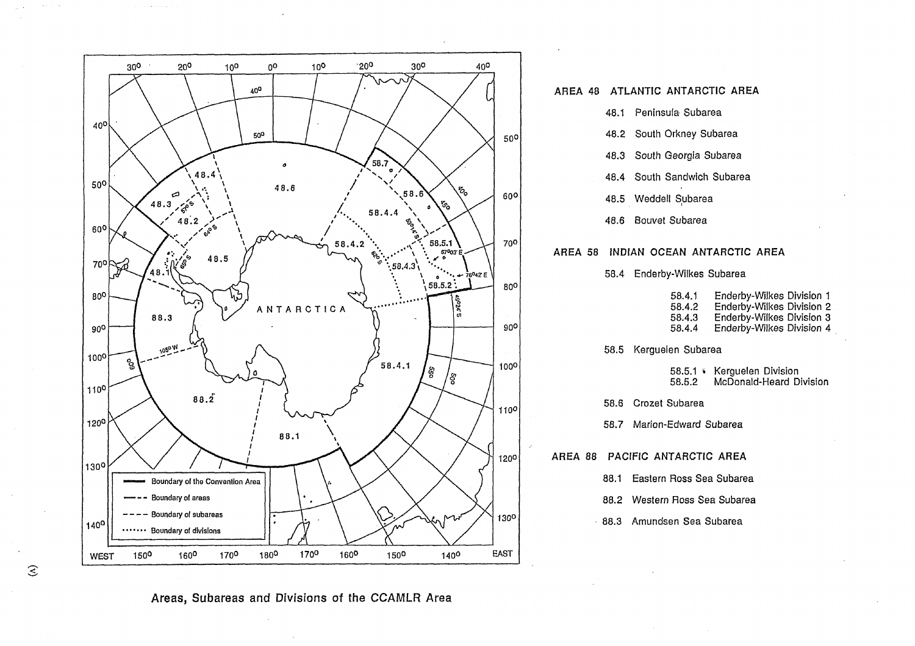## AREA 48 ATLANTIC ANTARCTIC AREA

- 48.1 Peninsula Subarea
- 48.2 South Orkney Subarea
- 48.3 South Georgia Subarea
- 48.4 South Sandwich Subarea
- 48.5 Weddell Subarea
- 48.6 Bouvet Subarea

## AREA 58 INDIAN OCEAN ANTARCTIC AREA

- 58.4 Enderby-Wilkes Subarea
  - 58.4.1 Enderby-Wilkes Division 1
  - 58.4.2 Enderby-Wilkes Division 2
  - 58.4.3 Enderby-Wilkes Division 3
  - 58.4.4 Enderby-Wilkes Division 4
- 58.5 Kerguelen Subarea
  - 58.5.1 Kerguelen Division
  - 58.5.2 McDonald-Heard Division
- 58.6 Crozet Subarea
- 58.7 Marion-Edward Subarea

## AREA 88 PACIFIC ANTARCTIC AREA

- 88.1 Eastern Ross Sea Subarea
- 88.2 Western Ross Sea Subarea
- 88.3 Amundsen Sea Subarea

Areas, Subareas and Divisions of the CCAMLR Area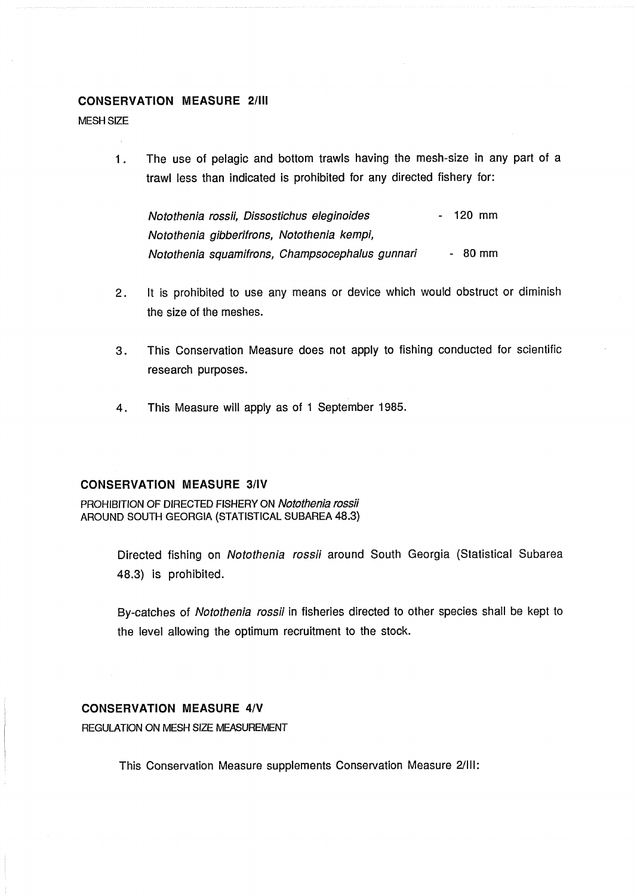## CONSERVATION MEASURE 2/III

MESH SIZE

1. The use of pelagic and bottom trawls having the mesh-size in any part of a trawl less than indicated is prohibited for any directed fishery for:

   *Notothenia rossii, Dissostichus eleginoides* - 120 mm
   *Notothenia gibberifrons, Notothenia kempi,*
   *Notothenia squamifrons, Champsocephalus gunnari* - 80 mm

2. It is prohibited to use any means or device which would obstruct or diminish the size of the meshes.

3. This Conservation Measure does not apply to fishing conducted for scientific research purposes.

4. This Measure will apply as of 1 September 1985.

## CONSERVATION MEASURE 3/IV

PROHIBITION OF DIRECTED FISHERY ON *Notothenia rossii* AROUND SOUTH GEORGIA (STATISTICAL SUBAREA 48.3)

Directed fishing on *Notothenia rossii* around South Georgia (Statistical Subarea 48.3) is prohibited.

By-catches of *Notothenia rossii* in fisheries directed to other species shall be kept to the level allowing the optimum recruitment to the stock.

## CONSERVATION MEASURE 4/V

REGULATION ON MESH SIZE MEASUREMENT

This Conservation Measure supplements Conservation Measure 2/III: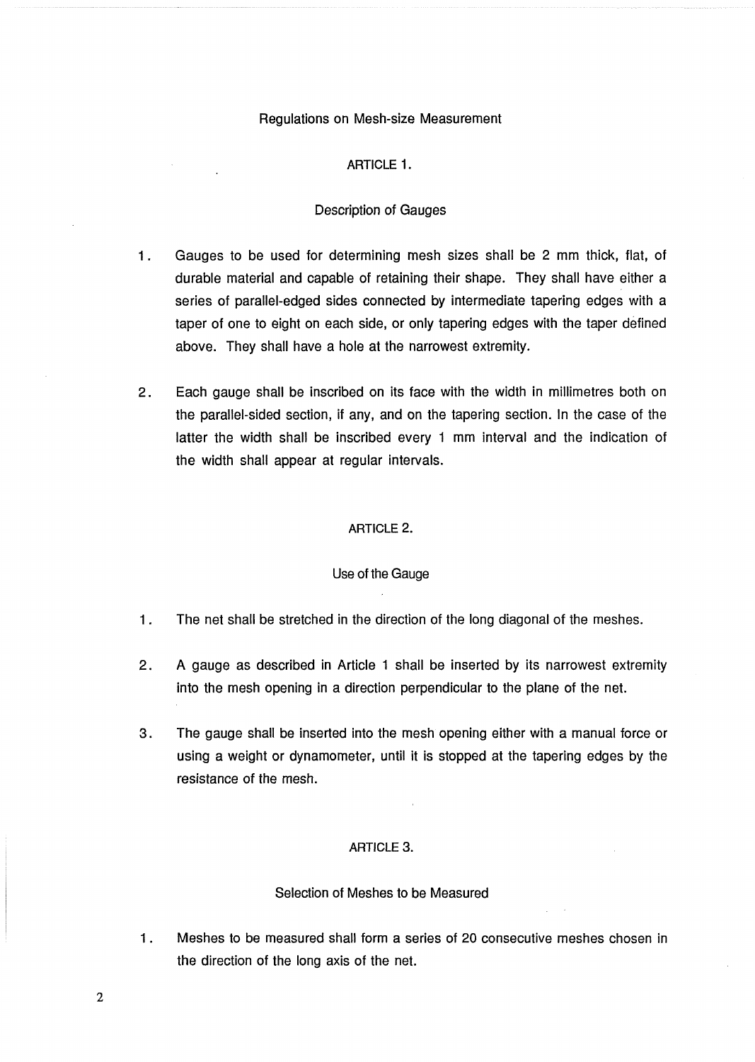# Regulations on Mesh-size Measurement

## ARTICLE 1.

### Description of Gauges

1. Gauges to be used for determining mesh sizes shall be 2 mm thick, flat, of durable material and capable of retaining their shape. They shall have either a series of parallel-edged sides connected by intermediate tapering edges with a taper of one to eight on each side, or only tapering edges with the taper defined above. They shall have a hole at the narrowest extremity.

2. Each gauge shall be inscribed on its face with the width in millimetres both on the parallel-sided section, if any, and on the tapering section. In the case of the latter the width shall be inscribed every 1 mm interval and the indication of the width shall appear at regular intervals.

## ARTICLE 2.

### Use of the Gauge

1. The net shall be stretched in the direction of the long diagonal of the meshes.

2. A gauge as described in Article 1 shall be inserted by its narrowest extremity into the mesh opening in a direction perpendicular to the plane of the net.

3. The gauge shall be inserted into the mesh opening either with a manual force or using a weight or dynamometer, until it is stopped at the tapering edges by the resistance of the mesh.

## ARTICLE 3.

### Selection of Meshes to be Measured

1. Meshes to be measured shall form a series of 20 consecutive meshes chosen in the direction of the long axis of the net.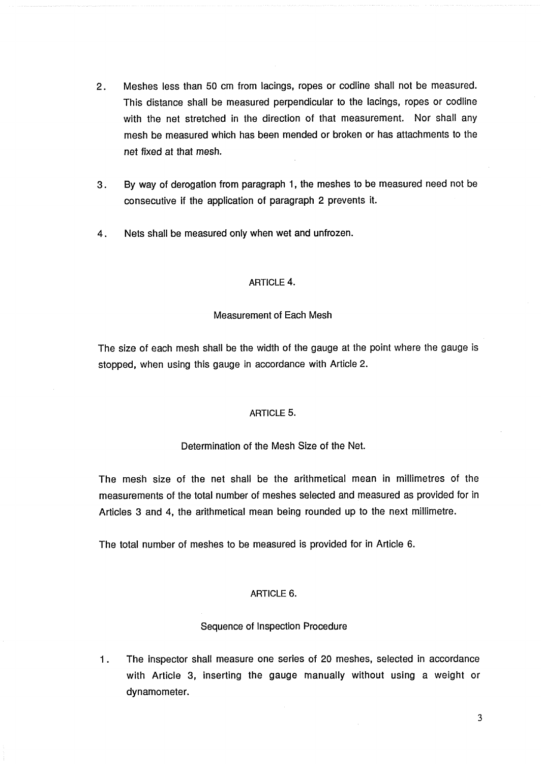2. Meshes less than 50 cm from lacings, ropes or codline shall not be measured. This distance shall be measured perpendicular to the lacings, ropes or codline with the net stretched in the direction of that measurement. Nor shall any mesh be measured which has been mended or broken or has attachments to the net fixed at that mesh.

3. By way of derogation from paragraph 1, the meshes to be measured need not be consecutive if the application of paragraph 2 prevents it.

4. Nets shall be measured only when wet and unfrozen.

## ARTICLE 4.

### Measurement of Each Mesh

The size of each mesh shall be the width of the gauge at the point where the gauge is stopped, when using this gauge in accordance with Article 2.

## ARTICLE 5.

### Determination of the Mesh Size of the Net.

The mesh size of the net shall be the arithmetical mean in millimetres of the measurements of the total number of meshes selected and measured as provided for in Articles 3 and 4, the arithmetical mean being rounded up to the next millimetre.

The total number of meshes to be measured is provided for in Article 6.

## ARTICLE 6.

### Sequence of Inspection Procedure

1. The inspector shall measure one series of 20 meshes, selected in accordance with Article 3, inserting the gauge manually without using a weight or dynamometer.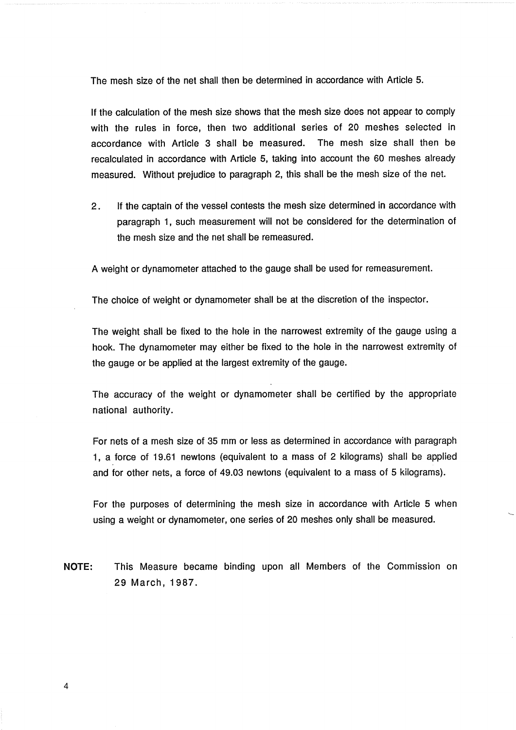The mesh size of the net shall then be determined in accordance with Article 5.

If the calculation of the mesh size shows that the mesh size does not appear to comply with the rules in force, then two additional series of 20 meshes selected in accordance with Article 3 shall be measured. The mesh size shall then be recalculated in accordance with Article 5, taking into account the 60 meshes already measured. Without prejudice to paragraph 2, this shall be the mesh size of the net.

2. If the captain of the vessel contests the mesh size determined in accordance with paragraph 1, such measurement will not be considered for the determination of the mesh size and the net shall be remeasured.

A weight or dynamometer attached to the gauge shall be used for remeasurement.

The choice of weight or dynamometer shall be at the discretion of the inspector.

The weight shall be fixed to the hole in the narrowest extremity of the gauge using a hook. The dynamometer may either be fixed to the hole in the narrowest extremity of the gauge or be applied at the largest extremity of the gauge.

The accuracy of the weight or dynamometer shall be certified by the appropriate national authority.

For nets of a mesh size of 35 mm or less as determined in accordance with paragraph 1, a force of 19.61 newtons (equivalent to a mass of 2 kilograms) shall be applied and for other nets, a force of 49.03 newtons (equivalent to a mass of 5 kilograms).

For the purposes of determining the mesh size in accordance with Article 5 when using a weight or dynamometer, one series of 20 meshes only shall be measured.

**NOTE:** This Measure became binding upon all Members of the Commission on 29 March, 1987.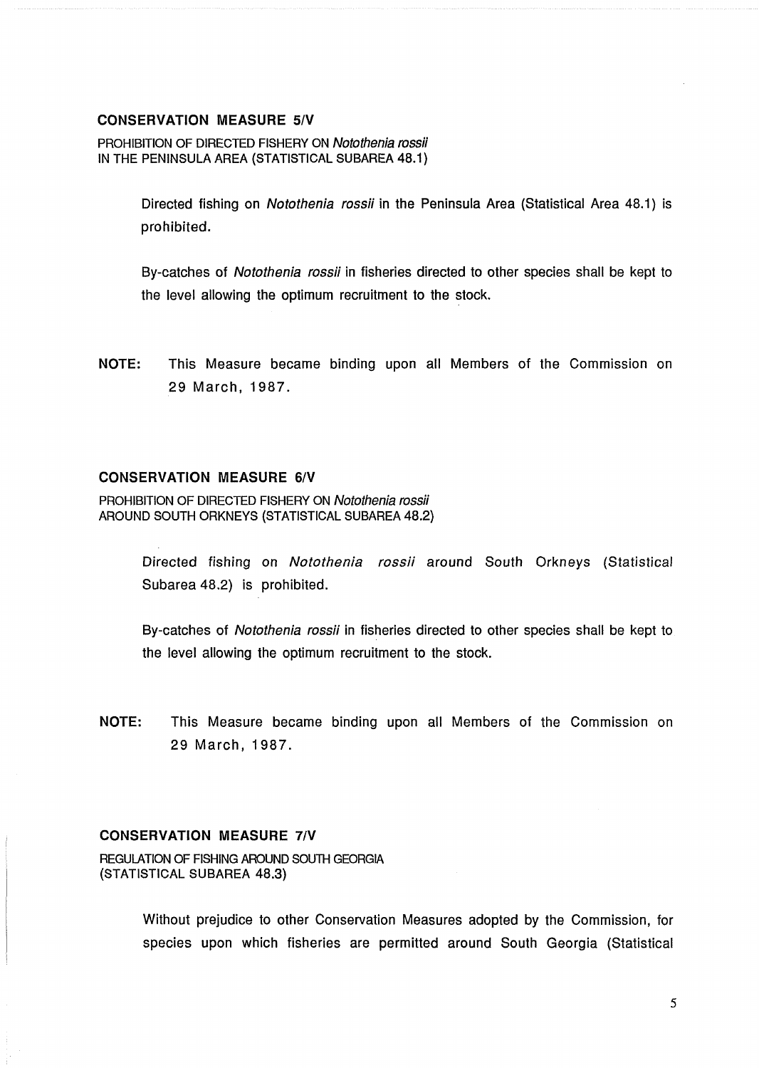### CONSERVATION MEASURE 5/V

PROHIBITION OF DIRECTED FISHERY ON *Notothenia rossii* IN THE PENINSULA AREA (STATISTICAL SUBAREA 48.1)

Directed fishing on *Notothenia rossii* in the Peninsula Area (Statistical Area 48.1) is prohibited.

By-catches of *Notothenia rossii* in fisheries directed to other species shall be kept to the level allowing the optimum recruitment to the stock.

**NOTE:** This Measure became binding upon all Members of the Commission on 29 March, 1987.

### CONSERVATION MEASURE 6/V

PROHIBITION OF DIRECTED FISHERY ON *Notothenia rossii* AROUND SOUTH ORKNEYS (STATISTICAL SUBAREA 48.2)

Directed fishing on *Notothenia rossii* around South Orkneys (Statistical Subarea 48.2) is prohibited.

By-catches of *Notothenia rossii* in fisheries directed to other species shall be kept to the level allowing the optimum recruitment to the stock.

**NOTE:** This Measure became binding upon all Members of the Commission on 29 March, 1987.

### CONSERVATION MEASURE 7/V

REGULATION OF FISHING AROUND SOUTH GEORGIA (STATISTICAL SUBAREA 48.3)

Without prejudice to other Conservation Measures adopted by the Commission, for species upon which fisheries are permitted around South Georgia (Statistical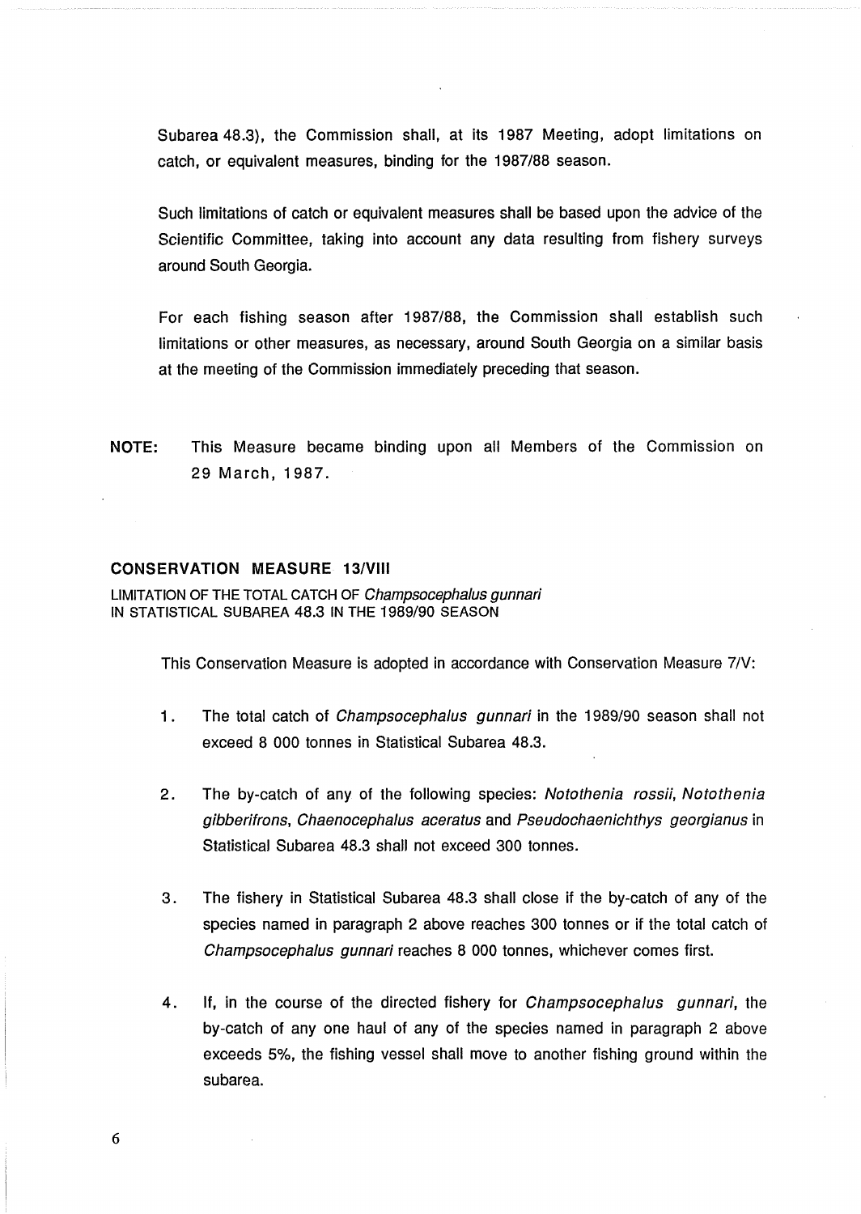Subarea 48.3), the Commission shall, at its 1987 Meeting, adopt limitations on catch, or equivalent measures, binding for the 1987/88 season.

Such limitations of catch or equivalent measures shall be based upon the advice of the Scientific Committee, taking into account any data resulting from fishery surveys around South Georgia.

For each fishing season after 1987/88, the Commission shall establish such limitations or other measures, as necessary, around South Georgia on a similar basis at the meeting of the Commission immediately preceding that season.

**NOTE:** This Measure became binding upon all Members of the Commission on 29 March, 1987.

### CONSERVATION MEASURE 13/VIII

LIMITATION OF THE TOTAL CATCH OF *Champsocephalus gunnari* IN STATISTICAL SUBAREA 48.3 IN THE 1989/90 SEASON

This Conservation Measure is adopted in accordance with Conservation Measure 7/V:

1. The total catch of *Champsocephalus gunnari* in the 1989/90 season shall not exceed 8 000 tonnes in Statistical Subarea 48.3.

2. The by-catch of any of the following species: *Notothenia rossii*, *Notothenia gibberifrons*, *Chaenocephalus aceratus* and *Pseudochaenichthys georgianus* in Statistical Subarea 48.3 shall not exceed 300 tonnes.

3. The fishery in Statistical Subarea 48.3 shall close if the by-catch of any of the species named in paragraph 2 above reaches 300 tonnes or if the total catch of *Champsocephalus gunnari* reaches 8 000 tonnes, whichever comes first.

4. If, in the course of the directed fishery for *Champsocephalus gunnari*, the by-catch of any one haul of any of the species named in paragraph 2 above exceeds 5%, the fishing vessel shall move to another fishing ground within the subarea.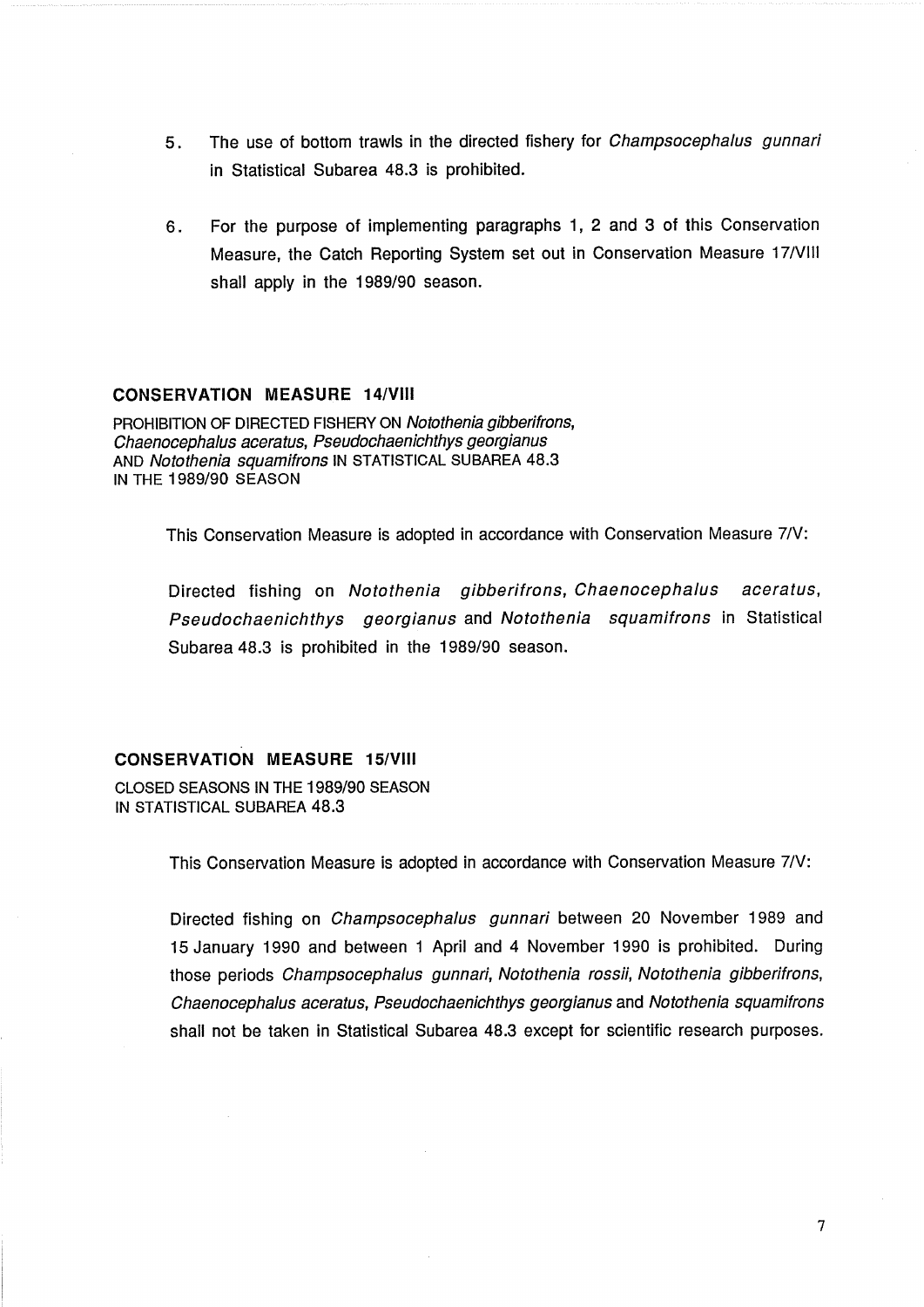5. The use of bottom trawls in the directed fishery for *Champsocephalus gunnari* in Statistical Subarea 48.3 is prohibited.

6. For the purpose of implementing paragraphs 1, 2 and 3 of this Conservation Measure, the Catch Reporting System set out in Conservation Measure 17/VIII shall apply in the 1989/90 season.

## CONSERVATION MEASURE 14/VIII

PROHIBITION OF DIRECTED FISHERY ON *Notothenia gibberifrons*, *Chaenocephalus aceratus*, *Pseudochaenichthys georgianus* AND *Notothenia squamifrons* IN STATISTICAL SUBAREA 48.3 IN THE 1989/90 SEASON

This Conservation Measure is adopted in accordance with Conservation Measure 7/V:

Directed fishing on *Notothenia gibberifrons*, *Chaenocephalus aceratus*, *Pseudochaenichthys georgianus* and *Notothenia squamifrons* in Statistical Subarea 48.3 is prohibited in the 1989/90 season.

## CONSERVATION MEASURE 15/VIII

CLOSED SEASONS IN THE 1989/90 SEASON IN STATISTICAL SUBAREA 48.3

This Conservation Measure is adopted in accordance with Conservation Measure 7/V:

Directed fishing on *Champsocephalus gunnari* between 20 November 1989 and 15 January 1990 and between 1 April and 4 November 1990 is prohibited. During those periods *Champsocephalus gunnari*, *Notothenia rossii*, *Notothenia gibberifrons*, *Chaenocephalus aceratus*, *Pseudochaenichthys georgianus* and *Notothenia squamifrons* shall not be taken in Statistical Subarea 48.3 except for scientific research purposes.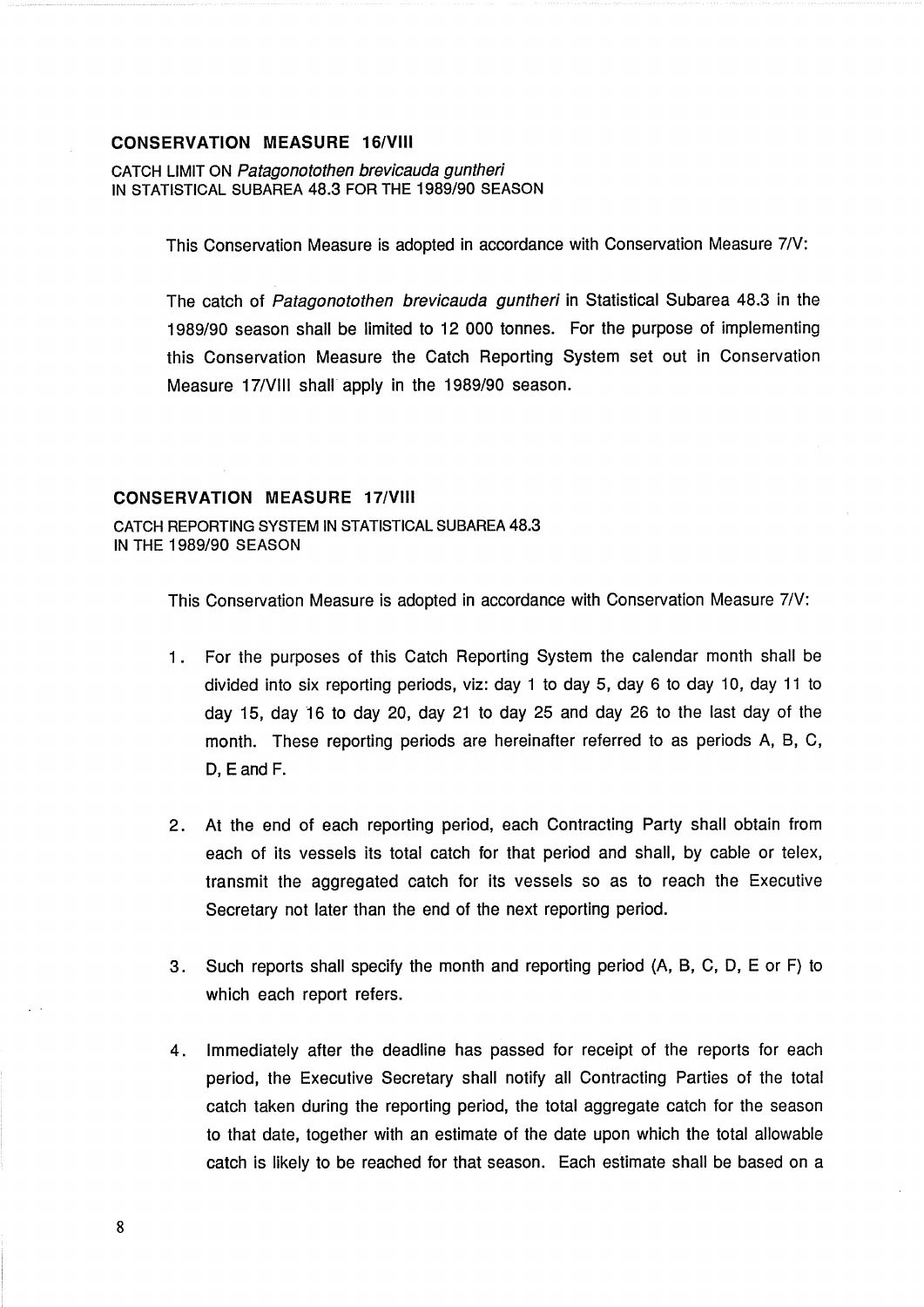## CONSERVATION MEASURE 16/VIII

CATCH LIMIT ON *Patagonotothen brevicauda guntheri* IN STATISTICAL SUBAREA 48.3 FOR THE 1989/90 SEASON

This Conservation Measure is adopted in accordance with Conservation Measure 7/V:

The catch of *Patagonotothen brevicauda guntheri* in Statistical Subarea 48.3 in the 1989/90 season shall be limited to 12 000 tonnes. For the purpose of implementing this Conservation Measure the Catch Reporting System set out in Conservation Measure 17/VIII shall apply in the 1989/90 season.

## CONSERVATION MEASURE 17/VIII

CATCH REPORTING SYSTEM IN STATISTICAL SUBAREA 48.3 IN THE 1989/90 SEASON

This Conservation Measure is adopted in accordance with Conservation Measure 7/V:

1. For the purposes of this Catch Reporting System the calendar month shall be divided into six reporting periods, viz: day 1 to day 5, day 6 to day 10, day 11 to day 15, day 16 to day 20, day 21 to day 25 and day 26 to the last day of the month. These reporting periods are hereinafter referred to as periods A, B, C, D, E and F.

2. At the end of each reporting period, each Contracting Party shall obtain from each of its vessels its total catch for that period and shall, by cable or telex, transmit the aggregated catch for its vessels so as to reach the Executive Secretary not later than the end of the next reporting period.

3. Such reports shall specify the month and reporting period (A, B, C, D, E or F) to which each report refers.

4. Immediately after the deadline has passed for receipt of the reports for each period, the Executive Secretary shall notify all Contracting Parties of the total catch taken during the reporting period, the total aggregate catch for the season to that date, together with an estimate of the date upon which the total allowable catch is likely to be reached for that season. Each estimate shall be based on a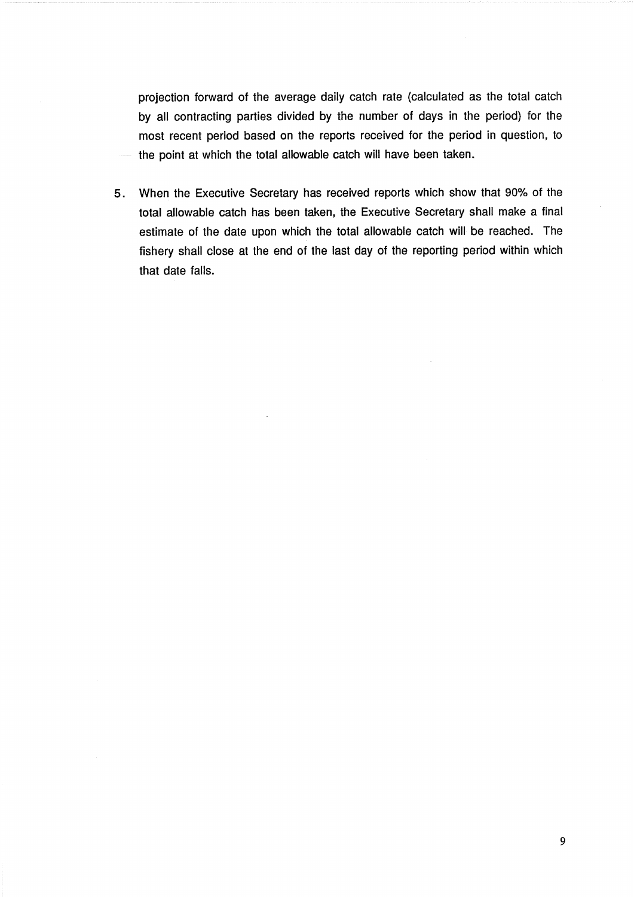projection forward of the average daily catch rate (calculated as the total catch by all contracting parties divided by the number of days in the period) for the most recent period based on the reports received for the period in question, to the point at which the total allowable catch will have been taken.

5. When the Executive Secretary has received reports which show that 90% of the total allowable catch has been taken, the Executive Secretary shall make a final estimate of the date upon which the total allowable catch will be reached. The fishery shall close at the end of the last day of the reporting period within which that date falls.